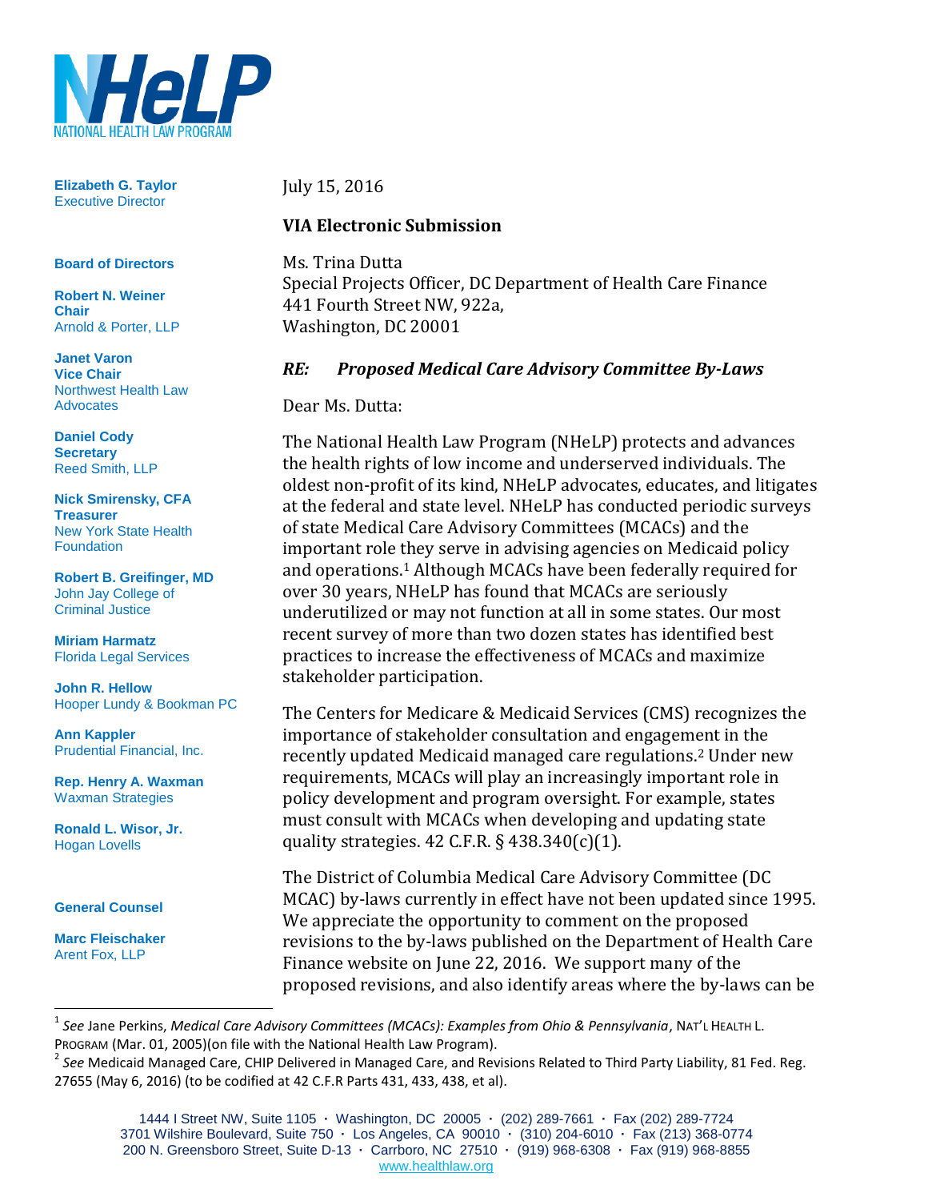NHeLP
NATIONAL HEALTH LAW PROGRAM

**Elizabeth G. Taylor**
Executive Director

**Board of Directors**

**Robert N. Weiner**
**Chair**
Arnold & Porter, LLP

**Janet Varon**
**Vice Chair**
Northwest Health Law Advocates

**Daniel Cody**
**Secretary**
Reed Smith, LLP

**Nick Smirensky, CFA**
**Treasurer**
New York State Health Foundation

**Robert B. Greifinger, MD**
John Jay College of Criminal Justice

**Miriam Harmatz**
Florida Legal Services

**John R. Hellow**
Hooper Lundy & Bookman PC

**Ann Kappler**
Prudential Financial, Inc.

**Rep. Henry A. Waxman**
Waxman Strategies

**Ronald L. Wisor, Jr.**
Hogan Lovells

**General Counsel**

**Marc Fleischaker**
Arent Fox, LLP

July 15, 2016

**VIA Electronic Submission**

Ms. Trina Dutta
Special Projects Officer, DC Department of Health Care Finance
441 Fourth Street NW, 922a,
Washington, DC 20001

***RE: Proposed Medical Care Advisory Committee By-Laws***

Dear Ms. Dutta:

The National Health Law Program (NHeLP) protects and advances the health rights of low income and underserved individuals. The oldest non-profit of its kind, NHeLP advocates, educates, and litigates at the federal and state level. NHeLP has conducted periodic surveys of state Medical Care Advisory Committees (MCACs) and the important role they serve in advising agencies on Medicaid policy and operations.[1] Although MCACs have been federally required for over 30 years, NHeLP has found that MCACs are seriously underutilized or may not function at all in some states. Our most recent survey of more than two dozen states has identified best practices to increase the effectiveness of MCACs and maximize stakeholder participation.

The Centers for Medicare & Medicaid Services (CMS) recognizes the importance of stakeholder consultation and engagement in the recently updated Medicaid managed care regulations.[2] Under new requirements, MCACs will play an increasingly important role in policy development and program oversight. For example, states must consult with MCACs when developing and updating state quality strategies. 42 C.F.R. § 438.340(c)(1).

The District of Columbia Medical Care Advisory Committee (DC MCAC) by-laws currently in effect have not been updated since 1995. We appreciate the opportunity to comment on the proposed revisions to the by-laws published on the Department of Health Care Finance website on June 22, 2016. We support many of the proposed revisions, and also identify areas where the by-laws can be

---

[1] *See* Jane Perkins, *Medical Care Advisory Committees (MCACs): Examples from Ohio & Pennsylvania*, NAT'L HEALTH L. PROGRAM (Mar. 01, 2005)(on file with the National Health Law Program).

[2] *See* Medicaid Managed Care, CHIP Delivered in Managed Care, and Revisions Related to Third Party Liability, 81 Fed. Reg. 27655 (May 6, 2016) (to be codified at 42 C.F.R Parts 431, 433, 438, et al).

1444 I Street NW, Suite 1105 · Washington, DC 20005 · (202) 289-7661 · Fax (202) 289-7724
3701 Wilshire Boulevard, Suite 750 · Los Angeles, CA 90010 · (310) 204-6010 · Fax (213) 368-0774
200 N. Greensboro Street, Suite D-13 · Carrboro, NC 27510 · (919) 968-6308 · Fax (919) 968-8855
www.healthlaw.org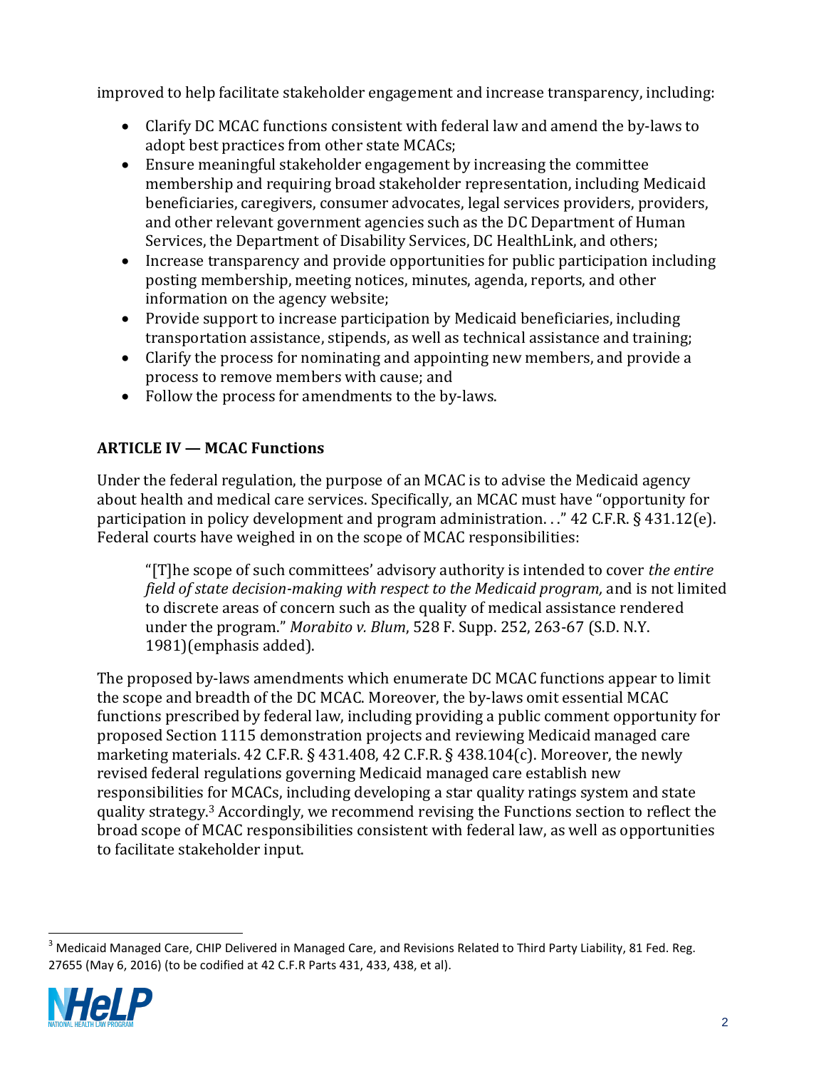improved to help facilitate stakeholder engagement and increase transparency, including:

- Clarify DC MCAC functions consistent with federal law and amend the by-laws to adopt best practices from other state MCACs;
- Ensure meaningful stakeholder engagement by increasing the committee membership and requiring broad stakeholder representation, including Medicaid beneficiaries, caregivers, consumer advocates, legal services providers, providers, and other relevant government agencies such as the DC Department of Human Services, the Department of Disability Services, DC HealthLink, and others;
- Increase transparency and provide opportunities for public participation including posting membership, meeting notices, minutes, agenda, reports, and other information on the agency website;
- Provide support to increase participation by Medicaid beneficiaries, including transportation assistance, stipends, as well as technical assistance and training;
- Clarify the process for nominating and appointing new members, and provide a process to remove members with cause; and
- Follow the process for amendments to the by-laws.

### ARTICLE IV — MCAC Functions

Under the federal regulation, the purpose of an MCAC is to advise the Medicaid agency about health and medical care services. Specifically, an MCAC must have "opportunity for participation in policy development and program administration. . ." 42 C.F.R. § 431.12(e). Federal courts have weighed in on the scope of MCAC responsibilities:

> "[T]he scope of such committees' advisory authority is intended to cover *the entire field of state decision-making with respect to the Medicaid program,* and is not limited to discrete areas of concern such as the quality of medical assistance rendered under the program." *Morabito v. Blum*, 528 F. Supp. 252, 263-67 (S.D. N.Y. 1981)(emphasis added).

The proposed by-laws amendments which enumerate DC MCAC functions appear to limit the scope and breadth of the DC MCAC. Moreover, the by-laws omit essential MCAC functions prescribed by federal law, including providing a public comment opportunity for proposed Section 1115 demonstration projects and reviewing Medicaid managed care marketing materials. 42 C.F.R. § 431.408, 42 C.F.R. § 438.104(c). Moreover, the newly revised federal regulations governing Medicaid managed care establish new responsibilities for MCACs, including developing a star quality ratings system and state quality strategy.[3] Accordingly, we recommend revising the Functions section to reflect the broad scope of MCAC responsibilities consistent with federal law, as well as opportunities to facilitate stakeholder input.

[3] Medicaid Managed Care, CHIP Delivered in Managed Care, and Revisions Related to Third Party Liability, 81 Fed. Reg. 27655 (May 6, 2016) (to be codified at 42 C.F.R Parts 431, 433, 438, et al).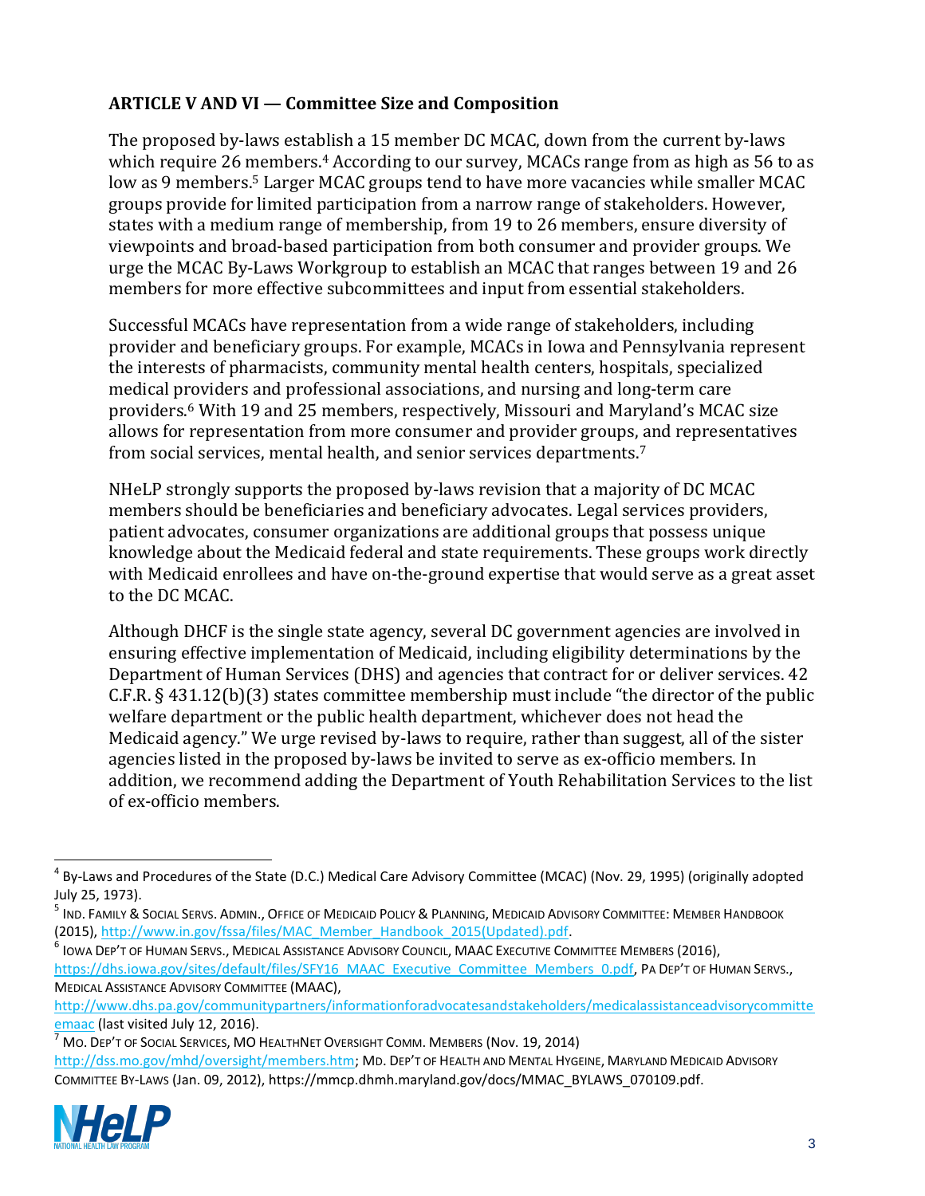**ARTICLE V AND VI — Committee Size and Composition**

The proposed by-laws establish a 15 member DC MCAC, down from the current by-laws which require 26 members.[4] According to our survey, MCACs range from as high as 56 to as low as 9 members.[5] Larger MCAC groups tend to have more vacancies while smaller MCAC groups provide for limited participation from a narrow range of stakeholders. However, states with a medium range of membership, from 19 to 26 members, ensure diversity of viewpoints and broad-based participation from both consumer and provider groups. We urge the MCAC By-Laws Workgroup to establish an MCAC that ranges between 19 and 26 members for more effective subcommittees and input from essential stakeholders.

Successful MCACs have representation from a wide range of stakeholders, including provider and beneficiary groups. For example, MCACs in Iowa and Pennsylvania represent the interests of pharmacists, community mental health centers, hospitals, specialized medical providers and professional associations, and nursing and long-term care providers.[6] With 19 and 25 members, respectively, Missouri and Maryland's MCAC size allows for representation from more consumer and provider groups, and representatives from social services, mental health, and senior services departments.[7]

NHeLP strongly supports the proposed by-laws revision that a majority of DC MCAC members should be beneficiaries and beneficiary advocates. Legal services providers, patient advocates, consumer organizations are additional groups that possess unique knowledge about the Medicaid federal and state requirements. These groups work directly with Medicaid enrollees and have on-the-ground expertise that would serve as a great asset to the DC MCAC.

Although DHCF is the single state agency, several DC government agencies are involved in ensuring effective implementation of Medicaid, including eligibility determinations by the Department of Human Services (DHS) and agencies that contract for or deliver services. 42 C.F.R. § 431.12(b)(3) states committee membership must include "the director of the public welfare department or the public health department, whichever does not head the Medicaid agency." We urge revised by-laws to require, rather than suggest, all of the sister agencies listed in the proposed by-laws be invited to serve as ex-officio members. In addition, we recommend adding the Department of Youth Rehabilitation Services to the list of ex-officio members.

---

[4] By-Laws and Procedures of the State (D.C.) Medical Care Advisory Committee (MCAC) (Nov. 29, 1995) (originally adopted July 25, 1973).

[5] IND. FAMILY & SOCIAL SERVS. ADMIN., OFFICE OF MEDICAID POLICY & PLANNING, MEDICAID ADVISORY COMMITTEE: MEMBER HANDBOOK (2015), http://www.in.gov/fssa/files/MAC_Member_Handbook_2015(Updated).pdf.

[6] IOWA DEP'T OF HUMAN SERVS., MEDICAL ASSISTANCE ADVISORY COUNCIL, MAAC EXECUTIVE COMMITTEE MEMBERS (2016), https://dhs.iowa.gov/sites/default/files/SFY16_MAAC_Executive_Committee_Members_0.pdf, PA DEP'T OF HUMAN SERVS., MEDICAL ASSISTANCE ADVISORY COMMITTEE (MAAC), http://www.dhs.pa.gov/communitypartners/informationforadvocatesandstakeholders/medicalassistanceadvisorycommitteemaac (last visited July 12, 2016).

[7] MO. DEP'T OF SOCIAL SERVICES, MO HEALTHNET OVERSIGHT COMM. MEMBERS (Nov. 19, 2014) http://dss.mo.gov/mhd/oversight/members.htm; MD. DEP'T OF HEALTH AND MENTAL HYGEINE, MARYLAND MEDICAID ADVISORY COMMITTEE BY-LAWS (Jan. 09, 2012), https://mmcp.dhmh.maryland.gov/docs/MMAC_BYLAWS_070109.pdf.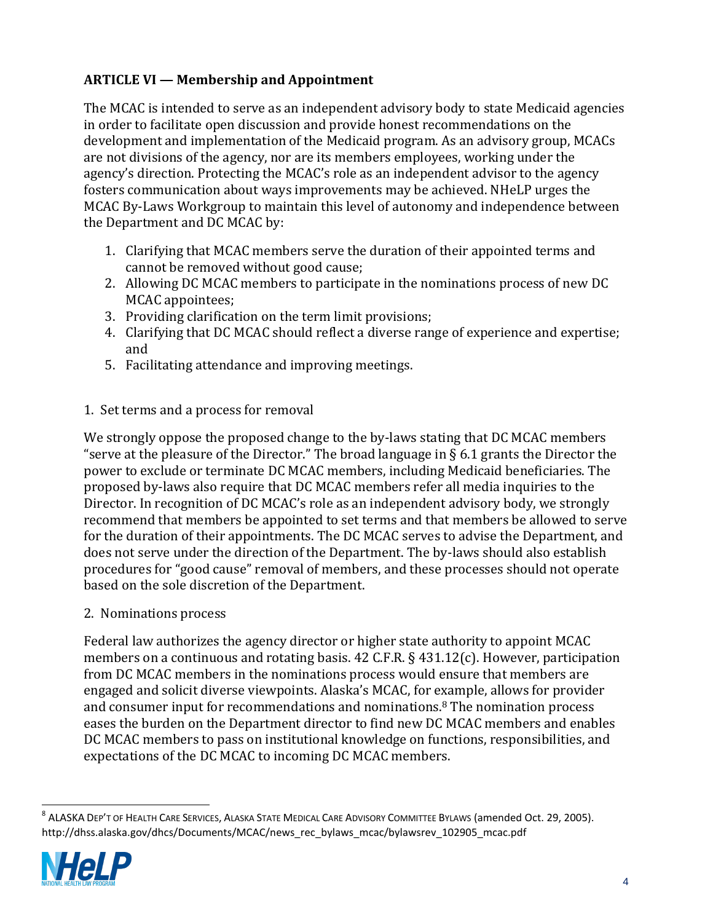## ARTICLE VI — Membership and Appointment

The MCAC is intended to serve as an independent advisory body to state Medicaid agencies in order to facilitate open discussion and provide honest recommendations on the development and implementation of the Medicaid program. As an advisory group, MCACs are not divisions of the agency, nor are its members employees, working under the agency's direction. Protecting the MCAC's role as an independent advisor to the agency fosters communication about ways improvements may be achieved. NHeLP urges the MCAC By-Laws Workgroup to maintain this level of autonomy and independence between the Department and DC MCAC by:

1. Clarifying that MCAC members serve the duration of their appointed terms and cannot be removed without good cause;
2. Allowing DC MCAC members to participate in the nominations process of new DC MCAC appointees;
3. Providing clarification on the term limit provisions;
4. Clarifying that DC MCAC should reflect a diverse range of experience and expertise; and
5. Facilitating attendance and improving meetings.

### 1. Set terms and a process for removal

We strongly oppose the proposed change to the by-laws stating that DC MCAC members "serve at the pleasure of the Director." The broad language in § 6.1 grants the Director the power to exclude or terminate DC MCAC members, including Medicaid beneficiaries. The proposed by-laws also require that DC MCAC members refer all media inquiries to the Director. In recognition of DC MCAC's role as an independent advisory body, we strongly recommend that members be appointed to set terms and that members be allowed to serve for the duration of their appointments. The DC MCAC serves to advise the Department, and does not serve under the direction of the Department. The by-laws should also establish procedures for "good cause" removal of members, and these processes should not operate based on the sole discretion of the Department.

### 2. Nominations process

Federal law authorizes the agency director or higher state authority to appoint MCAC members on a continuous and rotating basis. 42 C.F.R. § 431.12(c). However, participation from DC MCAC members in the nominations process would ensure that members are engaged and solicit diverse viewpoints. Alaska's MCAC, for example, allows for provider and consumer input for recommendations and nominations.[8] The nomination process eases the burden on the Department director to find new DC MCAC members and enables DC MCAC members to pass on institutional knowledge on functions, responsibilities, and expectations of the DC MCAC to incoming DC MCAC members.

---

[8] ALASKA DEP'T OF HEALTH CARE SERVICES, ALASKA STATE MEDICAL CARE ADVISORY COMMITTEE BYLAWS (amended Oct. 29, 2005). http://dhss.alaska.gov/dhcs/Documents/MCAC/news_rec_bylaws_mcac/bylawsrev_102905_mcac.pdf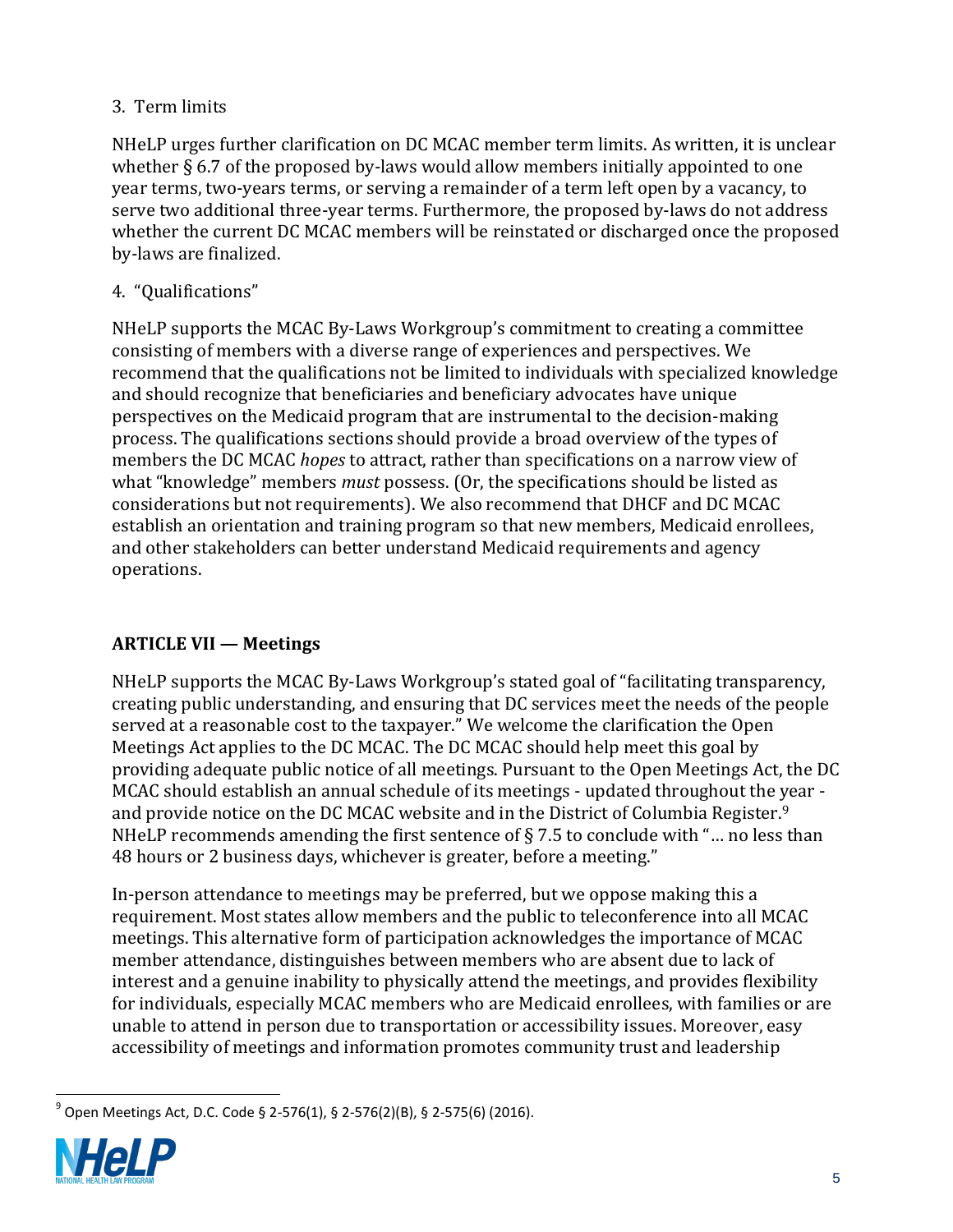3. Term limits

NHeLP urges further clarification on DC MCAC member term limits. As written, it is unclear whether § 6.7 of the proposed by-laws would allow members initially appointed to one year terms, two-years terms, or serving a remainder of a term left open by a vacancy, to serve two additional three-year terms. Furthermore, the proposed by-laws do not address whether the current DC MCAC members will be reinstated or discharged once the proposed by-laws are finalized.

4. "Qualifications"

NHeLP supports the MCAC By-Laws Workgroup's commitment to creating a committee consisting of members with a diverse range of experiences and perspectives. We recommend that the qualifications not be limited to individuals with specialized knowledge and should recognize that beneficiaries and beneficiary advocates have unique perspectives on the Medicaid program that are instrumental to the decision-making process. The qualifications sections should provide a broad overview of the types of members the DC MCAC *hopes* to attract, rather than specifications on a narrow view of what "knowledge" members *must* possess. (Or, the specifications should be listed as considerations but not requirements). We also recommend that DHCF and DC MCAC establish an orientation and training program so that new members, Medicaid enrollees, and other stakeholders can better understand Medicaid requirements and agency operations.

## ARTICLE VII — Meetings

NHeLP supports the MCAC By-Laws Workgroup's stated goal of "facilitating transparency, creating public understanding, and ensuring that DC services meet the needs of the people served at a reasonable cost to the taxpayer." We welcome the clarification the Open Meetings Act applies to the DC MCAC. The DC MCAC should help meet this goal by providing adequate public notice of all meetings. Pursuant to the Open Meetings Act, the DC MCAC should establish an annual schedule of its meetings - updated throughout the year - and provide notice on the DC MCAC website and in the District of Columbia Register.[9] NHeLP recommends amending the first sentence of § 7.5 to conclude with "… no less than 48 hours or 2 business days, whichever is greater, before a meeting."

In-person attendance to meetings may be preferred, but we oppose making this a requirement. Most states allow members and the public to teleconference into all MCAC meetings. This alternative form of participation acknowledges the importance of MCAC member attendance, distinguishes between members who are absent due to lack of interest and a genuine inability to physically attend the meetings, and provides flexibility for individuals, especially MCAC members who are Medicaid enrollees, with families or are unable to attend in person due to transportation or accessibility issues. Moreover, easy accessibility of meetings and information promotes community trust and leadership

[9] Open Meetings Act, D.C. Code § 2-576(1), § 2-576(2)(B), § 2-575(6) (2016).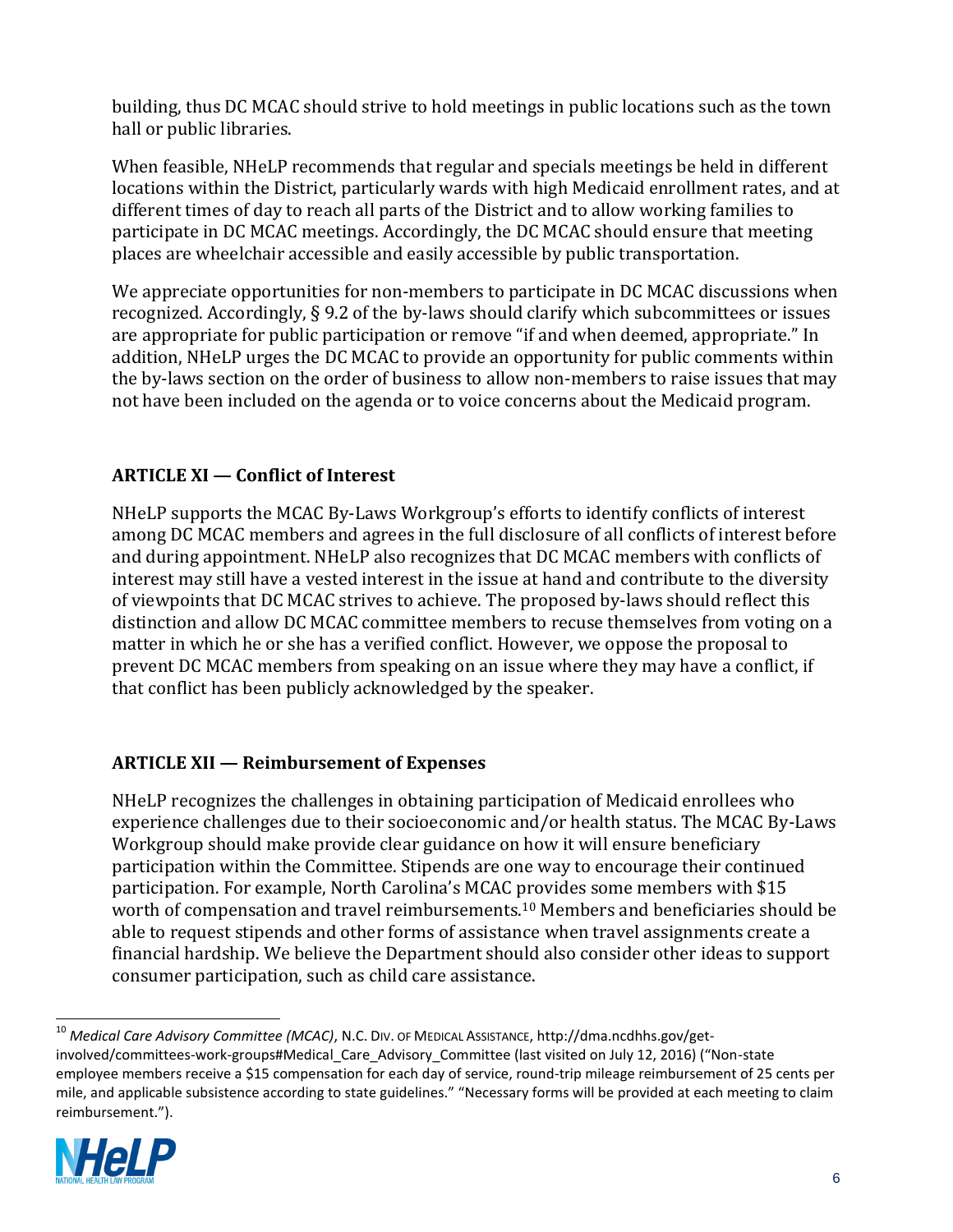building, thus DC MCAC should strive to hold meetings in public locations such as the town hall or public libraries.

When feasible, NHeLP recommends that regular and specials meetings be held in different locations within the District, particularly wards with high Medicaid enrollment rates, and at different times of day to reach all parts of the District and to allow working families to participate in DC MCAC meetings. Accordingly, the DC MCAC should ensure that meeting places are wheelchair accessible and easily accessible by public transportation.

We appreciate opportunities for non-members to participate in DC MCAC discussions when recognized. Accordingly, § 9.2 of the by-laws should clarify which subcommittees or issues are appropriate for public participation or remove "if and when deemed, appropriate." In addition, NHeLP urges the DC MCAC to provide an opportunity for public comments within the by-laws section on the order of business to allow non-members to raise issues that may not have been included on the agenda or to voice concerns about the Medicaid program.

## ARTICLE XI — Conflict of Interest

NHeLP supports the MCAC By-Laws Workgroup's efforts to identify conflicts of interest among DC MCAC members and agrees in the full disclosure of all conflicts of interest before and during appointment. NHeLP also recognizes that DC MCAC members with conflicts of interest may still have a vested interest in the issue at hand and contribute to the diversity of viewpoints that DC MCAC strives to achieve. The proposed by-laws should reflect this distinction and allow DC MCAC committee members to recuse themselves from voting on a matter in which he or she has a verified conflict. However, we oppose the proposal to prevent DC MCAC members from speaking on an issue where they may have a conflict, if that conflict has been publicly acknowledged by the speaker.

## ARTICLE XII — Reimbursement of Expenses

NHeLP recognizes the challenges in obtaining participation of Medicaid enrollees who experience challenges due to their socioeconomic and/or health status. The MCAC By-Laws Workgroup should make provide clear guidance on how it will ensure beneficiary participation within the Committee. Stipends are one way to encourage their continued participation. For example, North Carolina's MCAC provides some members with $15 worth of compensation and travel reimbursements.[10] Members and beneficiaries should be able to request stipends and other forms of assistance when travel assignments create a financial hardship. We believe the Department should also consider other ideas to support consumer participation, such as child care assistance.

---

[10] *Medical Care Advisory Committee (MCAC)*, N.C. DIV. OF MEDICAL ASSISTANCE, http://dma.ncdhhs.gov/get-involved/committees-work-groups#Medical_Care_Advisory_Committee (last visited on July 12, 2016) ("Non-state employee members receive a $15 compensation for each day of service, round-trip mileage reimbursement of 25 cents per mile, and applicable subsistence according to state guidelines." "Necessary forms will be provided at each meeting to claim reimbursement.").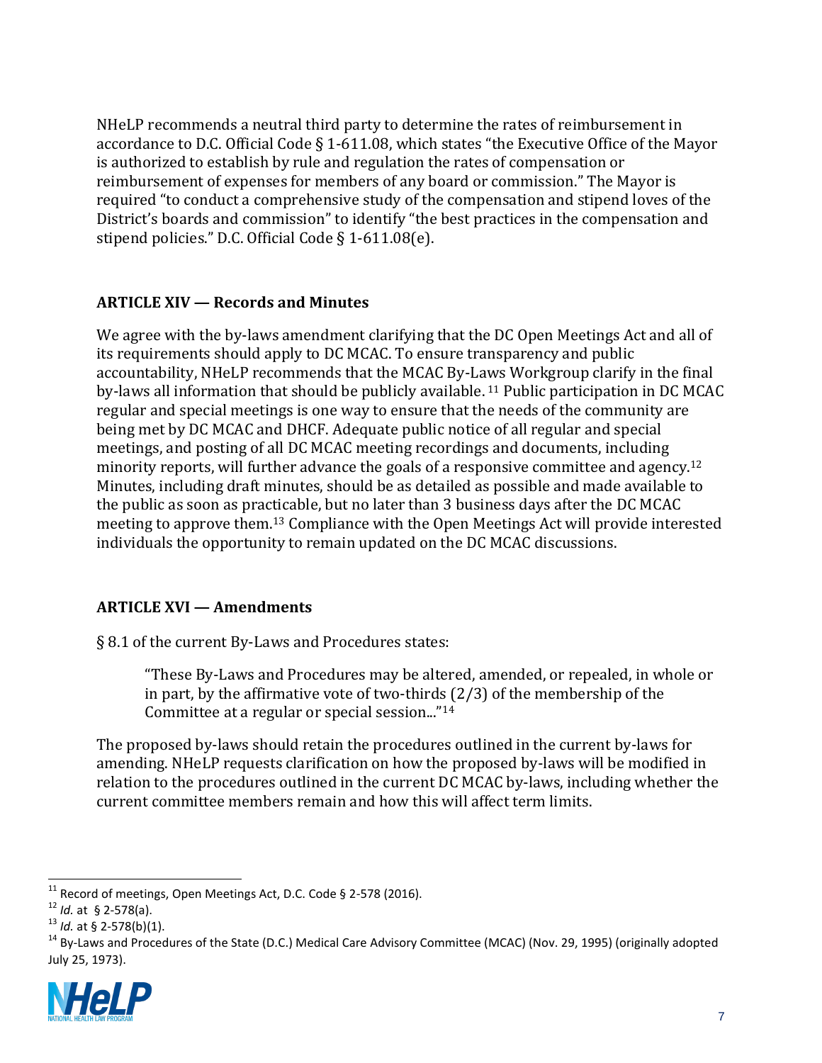NHeLP recommends a neutral third party to determine the rates of reimbursement in accordance to D.C. Official Code § 1-611.08, which states "the Executive Office of the Mayor is authorized to establish by rule and regulation the rates of compensation or reimbursement of expenses for members of any board or commission." The Mayor is required "to conduct a comprehensive study of the compensation and stipend loves of the District's boards and commission" to identify "the best practices in the compensation and stipend policies." D.C. Official Code § 1-611.08(e).

### ARTICLE XIV — Records and Minutes

We agree with the by-laws amendment clarifying that the DC Open Meetings Act and all of its requirements should apply to DC MCAC. To ensure transparency and public accountability, NHeLP recommends that the MCAC By-Laws Workgroup clarify in the final by-laws all information that should be publicly available.[11] Public participation in DC MCAC regular and special meetings is one way to ensure that the needs of the community are being met by DC MCAC and DHCF. Adequate public notice of all regular and special meetings, and posting of all DC MCAC meeting recordings and documents, including minority reports, will further advance the goals of a responsive committee and agency.[12] Minutes, including draft minutes, should be as detailed as possible and made available to the public as soon as practicable, but no later than 3 business days after the DC MCAC meeting to approve them.[13] Compliance with the Open Meetings Act will provide interested individuals the opportunity to remain updated on the DC MCAC discussions.

### ARTICLE XVI — Amendments

§ 8.1 of the current By-Laws and Procedures states:

> "These By-Laws and Procedures may be altered, amended, or repealed, in whole or in part, by the affirmative vote of two-thirds (2/3) of the membership of the Committee at a regular or special session..."[14]

The proposed by-laws should retain the procedures outlined in the current by-laws for amending. NHeLP requests clarification on how the proposed by-laws will be modified in relation to the procedures outlined in the current DC MCAC by-laws, including whether the current committee members remain and how this will affect term limits.

---

[11] Record of meetings, Open Meetings Act, D.C. Code § 2-578 (2016).

[12] *Id.* at § 2-578(a).

[13] *Id.* at § 2-578(b)(1).

[14] By-Laws and Procedures of the State (D.C.) Medical Care Advisory Committee (MCAC) (Nov. 29, 1995) (originally adopted July 25, 1973).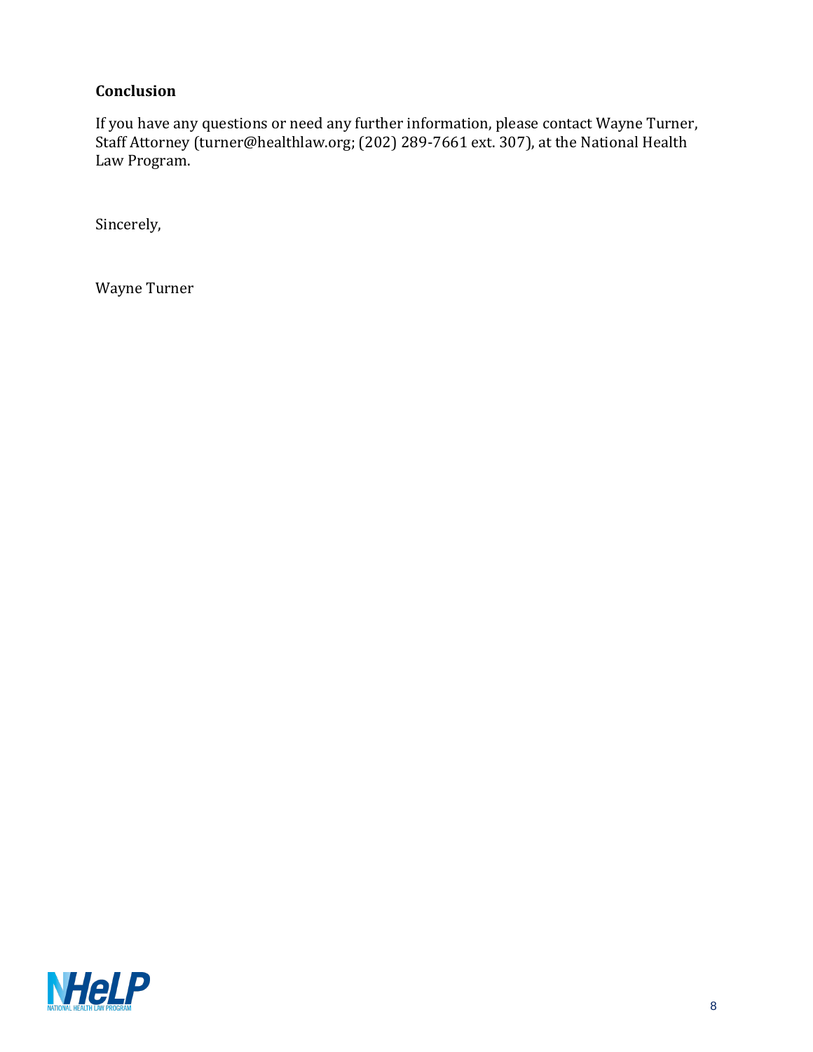**Conclusion**

If you have any questions or need any further information, please contact Wayne Turner, Staff Attorney (turner@healthlaw.org; (202) 289-7661 ext. 307), at the National Health Law Program.

Sincerely,

Wayne Turner